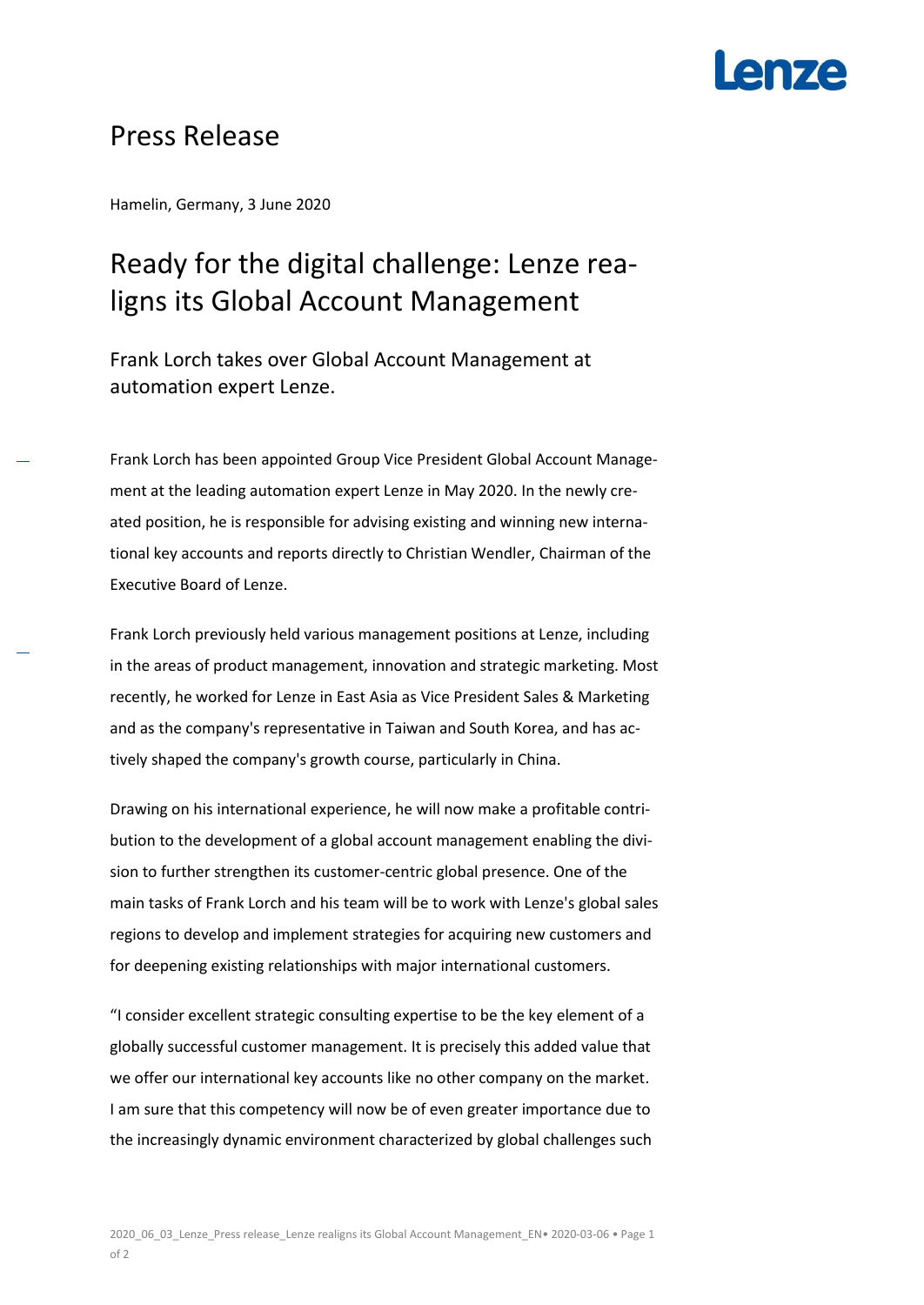# Press Release

Hamelin, Germany, 3 June 2020

## Ready for the digital challenge: Lenze realigns its Global Account Management

### Frank Lorch takes over Global Account Management at automation expert Lenze.

Frank Lorch has been appointed Group Vice President Global Account Management at the leading automation expert Lenze in May 2020. In the newly created position, he is responsible for advising existing and winning new international key accounts and reports directly to Christian Wendler, Chairman of the Executive Board of Lenze.

Frank Lorch previously held various management positions at Lenze, including in the areas of product management, innovation and strategic marketing. Most recently, he worked for Lenze in East Asia as Vice President Sales & Marketing and as the company's representative in Taiwan and South Korea, and has actively shaped the company's growth course, particularly in China.

Drawing on his international experience, he will now make a profitable contribution to the development of a global account management enabling the division to further strengthen its customer-centric global presence. One of the main tasks of Frank Lorch and his team will be to work with Lenze's global sales regions to develop and implement strategies for acquiring new customers and for deepening existing relationships with major international customers.

“I consider excellent strategic consulting expertise to be the key element of a globally successful customer management. It is precisely this added value that we offer our international key accounts like no other company on the market. I am sure that this competency will now be of even greater importance due to the increasingly dynamic environment characterized by global challenges such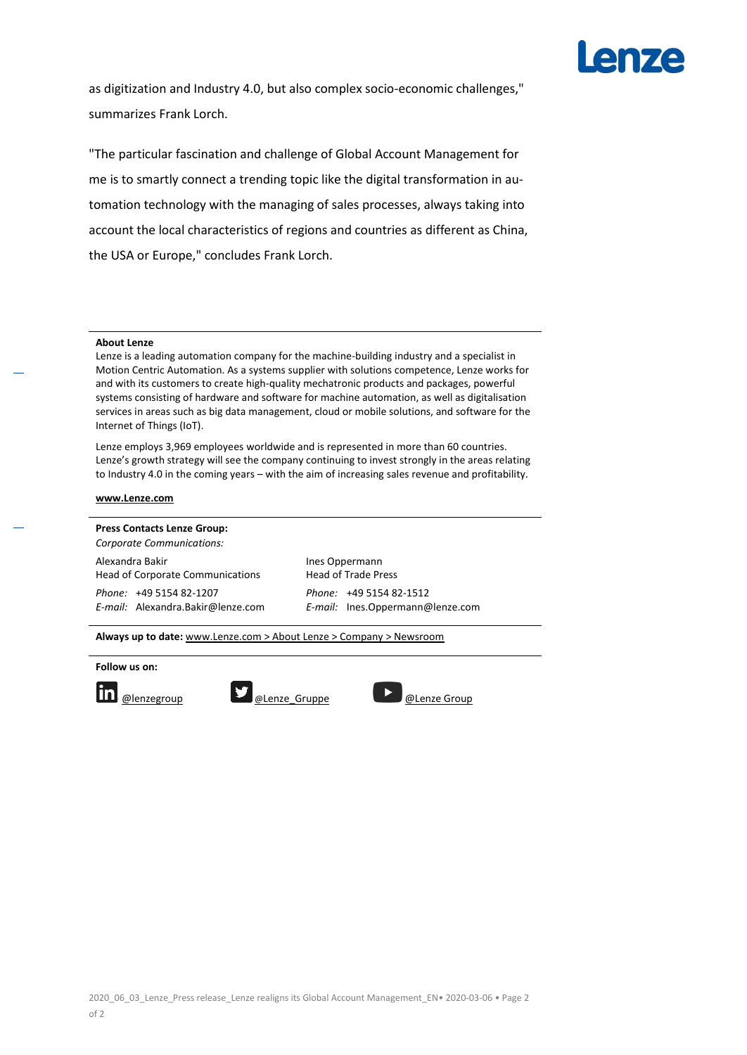as digitization and Industry 4.0, but also complex socio-economic challenges," summarizes Frank Lorch.

"The particular fascination and challenge of Global Account Management for me is to smartly connect a trending topic like the digital transformation in automation technology with the managing of sales processes, always taking into account the local characteristics of regions and countries as different as China, the USA or Europe," concludes Frank Lorch.

---

**About Lenze**

Lenze is a leading automation company for the machine-building industry and a specialist in Motion Centric Automation. As a systems supplier with solutions competence, Lenze works for and with its customers to create high-quality mechatronic products and packages, powerful systems consisting of hardware and software for machine automation, as well as digitalisation services in areas such as big data management, cloud or mobile solutions, and software for the Internet of Things (IoT).

Lenze employs 3,969 employees worldwide and is represented in more than 60 countries. Lenze's growth strategy will see the company continuing to invest strongly in the areas relating to Industry 4.0 in the coming years – with the aim of increasing sales revenue and profitability.

**www.Lenze.com**

---

**Press Contacts Lenze Group:**
*Corporate Communications:*

Alexandra Bakir
Head of Corporate Communications
*Phone:* +49 5154 82-1207
*E-mail:* Alexandra.Bakir@lenze.com

Ines Oppermann
Head of Trade Press
*Phone:* +49 5154 82-1512
*E-mail:* Ines.Oppermann@lenze.com

---

**Always up to date:** www.Lenze.com > About Lenze > Company > Newsroom

---

**Follow us on:**

@lenzegroup   @Lenze_Gruppe   @Lenze Group